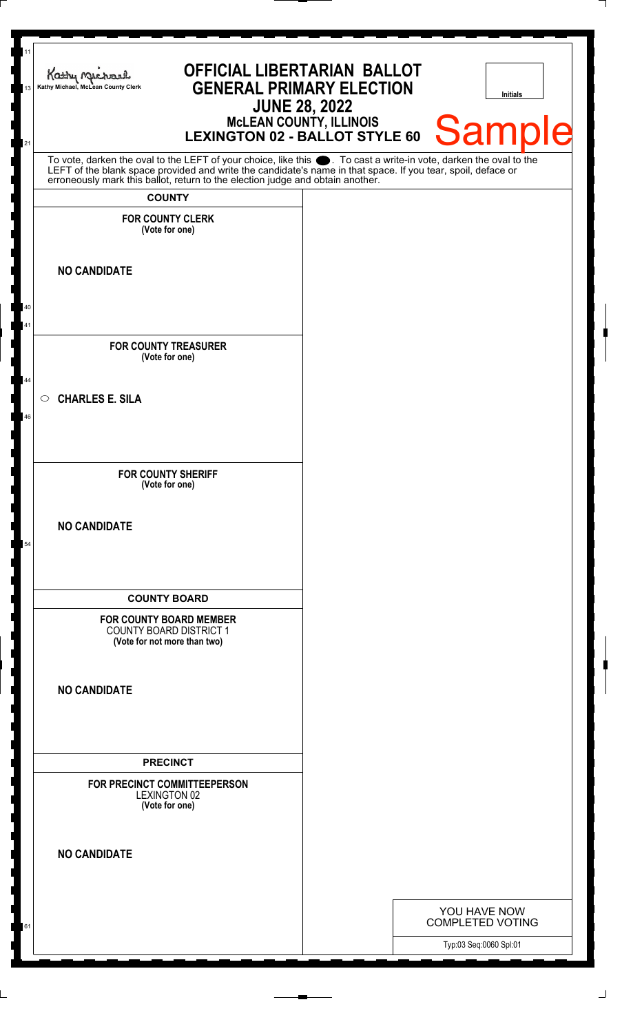Kathy Michael, McLean County Clerk

# OFFICIAL LIBERTARIAN BALLOT
# GENERAL PRIMARY ELECTION
## JUNE 28, 2022
### McLEAN COUNTY, ILLINOIS
### LEXINGTON 02 - BALLOT STYLE 60

Initials

Sample

To vote, darken the oval to the LEFT of your choice, like this ⬤. To cast a write-in vote, darken the oval to the LEFT of the blank space provided and write the candidate's name in that space. If you tear, spoil, deface or erroneously mark this ballot, return to the election judge and obtain another.

## COUNTY

**FOR COUNTY CLERK**
**(Vote for one)**

**NO CANDIDATE**

**FOR COUNTY TREASURER**
**(Vote for one)**

○ **CHARLES E. SILA**

**FOR COUNTY SHERIFF**
**(Vote for one)**

**NO CANDIDATE**

## COUNTY BOARD

**FOR COUNTY BOARD MEMBER**
COUNTY BOARD DISTRICT 1
**(Vote for not more than two)**

**NO CANDIDATE**

## PRECINCT

**FOR PRECINCT COMMITTEEPERSON**
LEXINGTON 02
**(Vote for one)**

**NO CANDIDATE**

YOU HAVE NOW COMPLETED VOTING

Typ:03 Seq:0060 Spl:01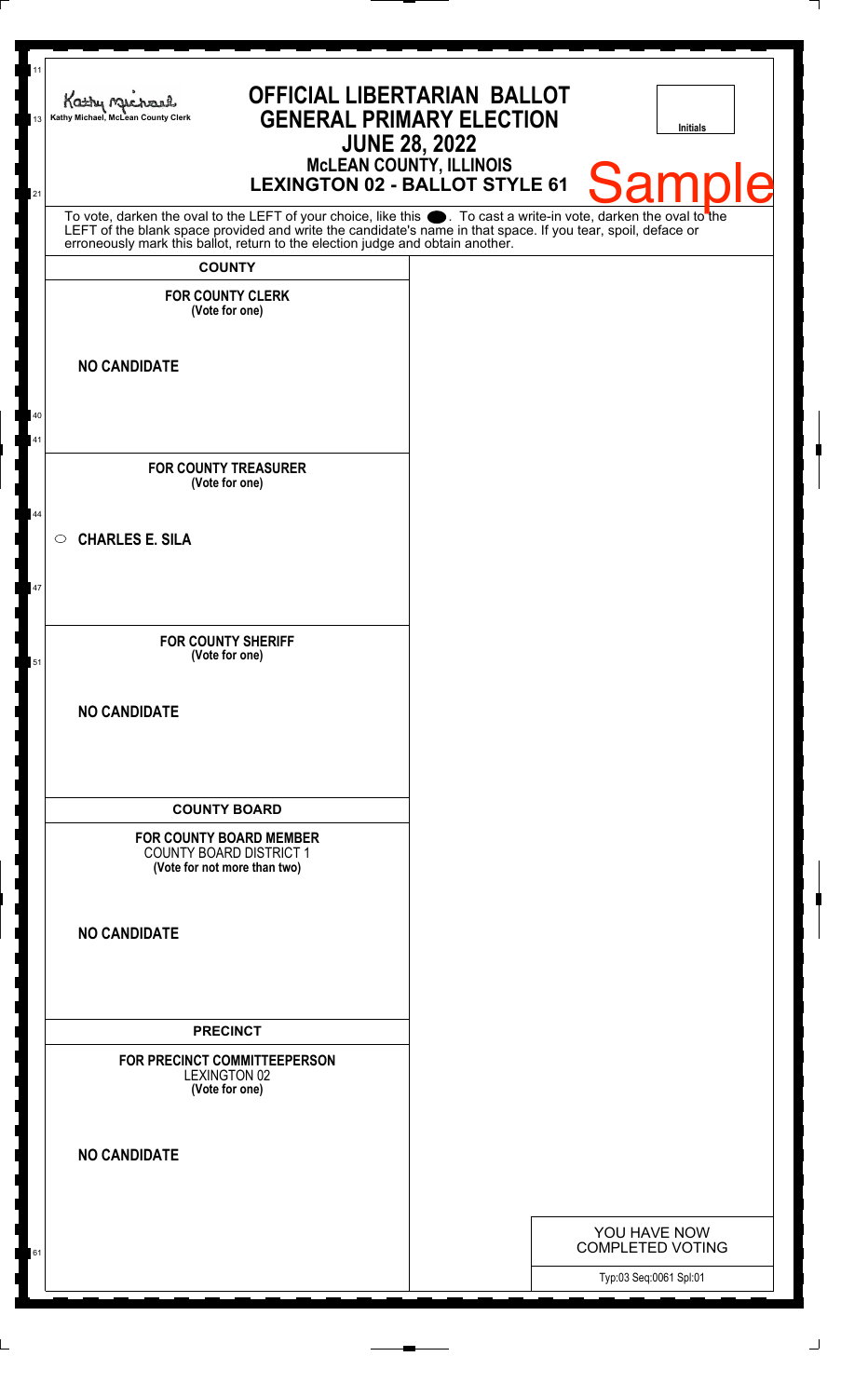Kathy Michael, McLean County Clerk

# OFFICIAL LIBERTARIAN BALLOT
# GENERAL PRIMARY ELECTION
## JUNE 28, 2022
### McLEAN COUNTY, ILLINOIS
### LEXINGTON 02 - BALLOT STYLE 61

Initials

Sample

To vote, darken the oval to the LEFT of your choice, like this ⬬. To cast a write-in vote, darken the oval to the LEFT of the blank space provided and write the candidate's name in that space. If you tear, spoil, deface or erroneously mark this ballot, return to the election judge and obtain another.

**COUNTY**

**FOR COUNTY CLERK**
**(Vote for one)**

**NO CANDIDATE**

**FOR COUNTY TREASURER**
**(Vote for one)**

○ **CHARLES E. SILA**

**FOR COUNTY SHERIFF**
**(Vote for one)**

**NO CANDIDATE**

**COUNTY BOARD**

**FOR COUNTY BOARD MEMBER**
COUNTY BOARD DISTRICT 1
**(Vote for not more than two)**

**NO CANDIDATE**

**PRECINCT**

**FOR PRECINCT COMMITTEEPERSON**
LEXINGTON 02
**(Vote for one)**

**NO CANDIDATE**

YOU HAVE NOW COMPLETED VOTING

Typ:03 Seq:0061 Spl:01